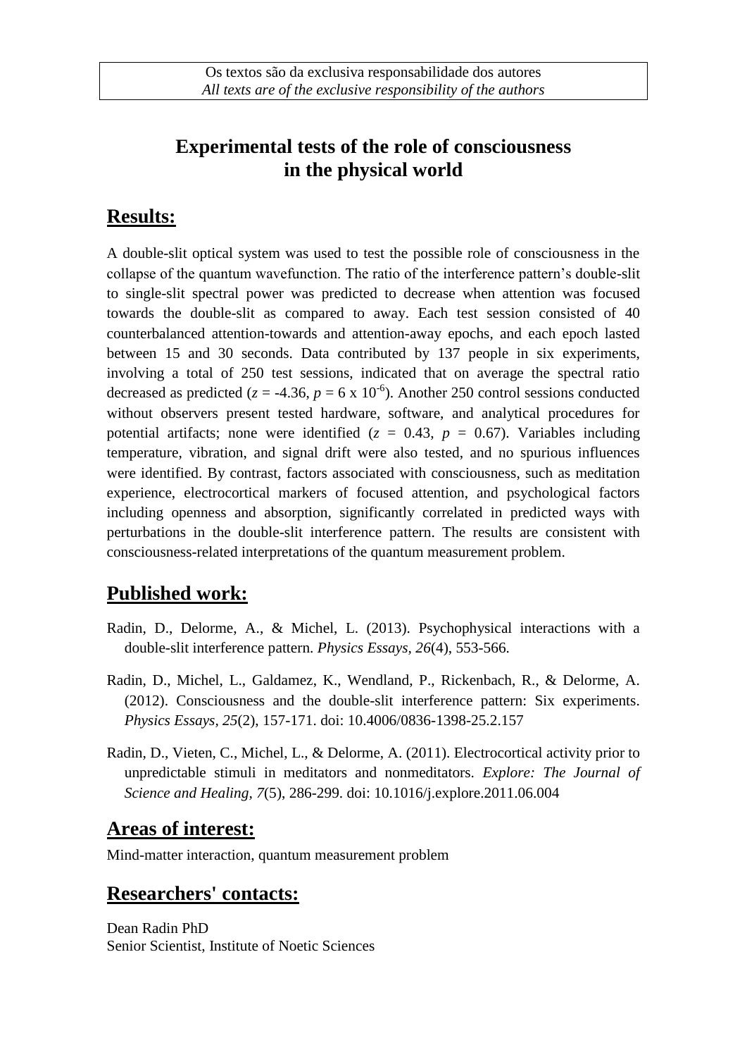Os textos são da exclusiva responsabilidade dos autores
*All texts are of the exclusive responsibility of the authors*

# Experimental tests of the role of consciousness in the physical world

## Results:

A double-slit optical system was used to test the possible role of consciousness in the collapse of the quantum wavefunction. The ratio of the interference pattern's double-slit to single-slit spectral power was predicted to decrease when attention was focused towards the double-slit as compared to away. Each test session consisted of 40 counterbalanced attention-towards and attention-away epochs, and each epoch lasted between 15 and 30 seconds. Data contributed by 137 people in six experiments, involving a total of 250 test sessions, indicated that on average the spectral ratio decreased as predicted ($z = -4.36$, $p = 6 \times 10^{-6}$). Another 250 control sessions conducted without observers present tested hardware, software, and analytical procedures for potential artifacts; none were identified ($z = 0.43$, $p = 0.67$). Variables including temperature, vibration, and signal drift were also tested, and no spurious influences were identified. By contrast, factors associated with consciousness, such as meditation experience, electrocortical markers of focused attention, and psychological factors including openness and absorption, significantly correlated in predicted ways with perturbations in the double-slit interference pattern. The results are consistent with consciousness-related interpretations of the quantum measurement problem.

## Published work:

Radin, D., Delorme, A., & Michel, L. (2013). Psychophysical interactions with a double-slit interference pattern. *Physics Essays, 26*(4), 553-566.

Radin, D., Michel, L., Galdamez, K., Wendland, P., Rickenbach, R., & Delorme, A. (2012). Consciousness and the double-slit interference pattern: Six experiments. *Physics Essays, 25*(2), 157-171. doi: 10.4006/0836-1398-25.2.157

Radin, D., Vieten, C., Michel, L., & Delorme, A. (2011). Electrocortical activity prior to unpredictable stimuli in meditators and nonmeditators. *Explore: The Journal of Science and Healing, 7*(5), 286-299. doi: 10.1016/j.explore.2011.06.004

## Areas of interest:

Mind-matter interaction, quantum measurement problem

## Researchers' contacts:

Dean Radin PhD
Senior Scientist, Institute of Noetic Sciences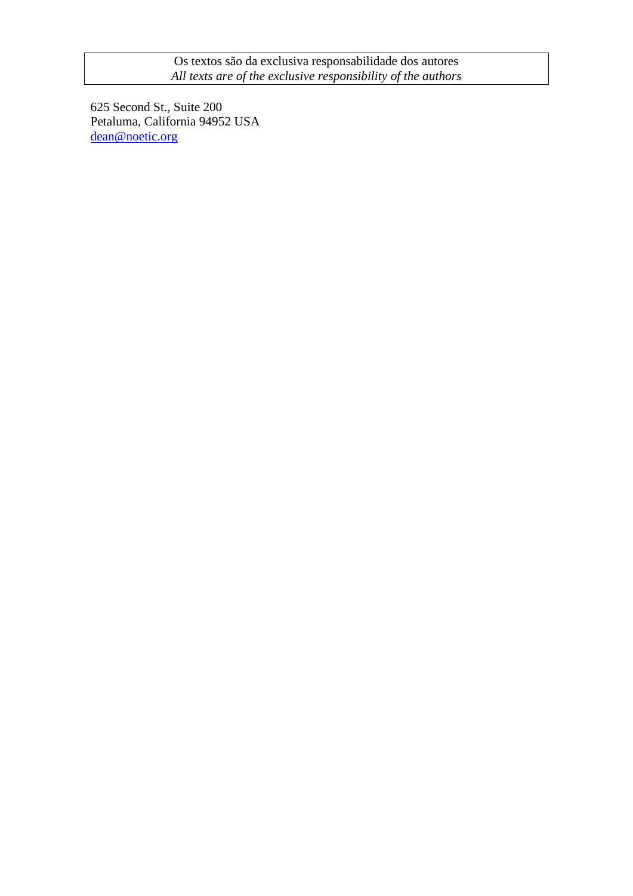Os textos são da exclusiva responsabilidade dos autores
*All texts are of the exclusive responsibility of the authors*

625 Second St., Suite 200
Petaluma, California 94952 USA
dean@noetic.org